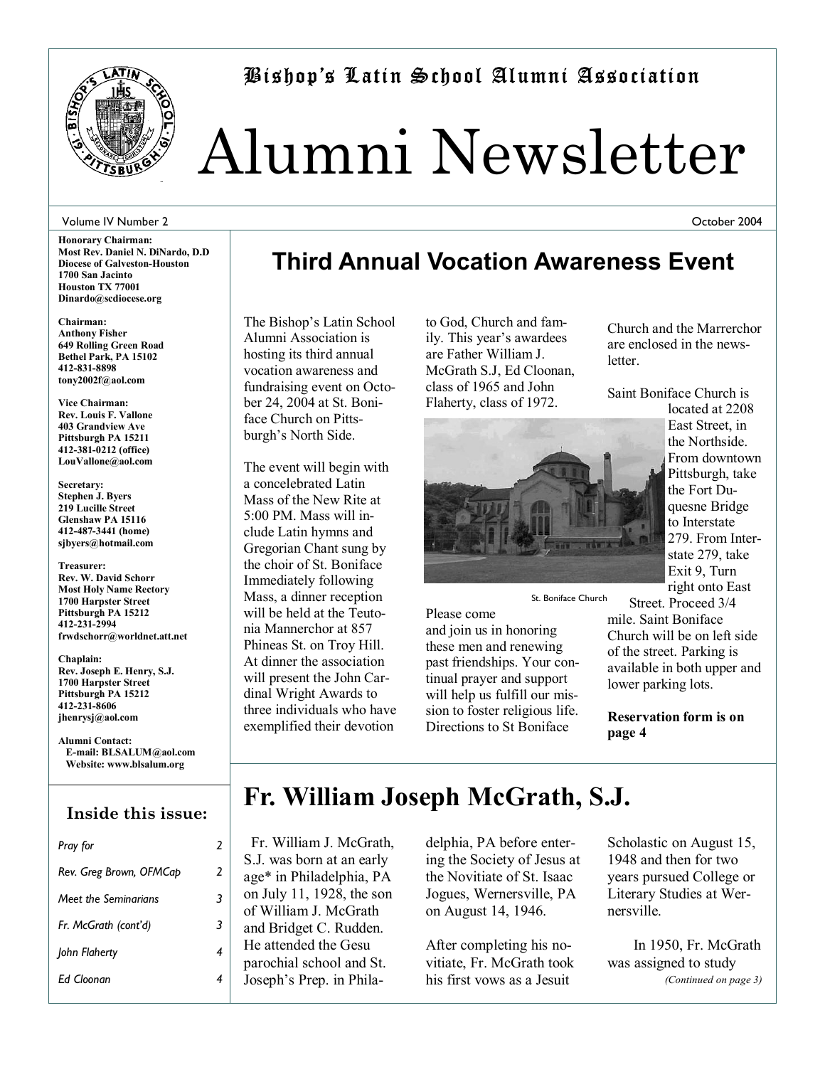# Bishop's Latin School Alumni Association

# Alumni Newsletter

Volume IV Number 2 October 2004

**Honorary Chairman:**
**Most Rev. Daniel N. DiNardo, D.D**
**Diocese of Galveston-Houston**
**1700 San Jacinto**
**Houston TX 77001**
**Dinardo@scdiocese.org**

**Chairman:**
**Anthony Fisher**
**649 Rolling Green Road**
**Bethel Park, PA 15102**
**412-831-8898**
**tony2002f@aol.com**

**Vice Chairman:**
**Rev. Louis F. Vallone**
**403 Grandview Ave**
**Pittsburgh PA 15211**
**412-381-0212 (office)**
**LouVallone@aol.com**

**Secretary:**
**Stephen J. Byers**
**219 Lucille Street**
**Glenshaw PA 15116**
**412-487-3441 (home)**
**sjbyers@hotmail.com**

**Treasurer:**
**Rev. W. David Schorr**
**Most Holy Name Rectory**
**1700 Harpster Street**
**Pittsburgh PA 15212**
**412-231-2994**
**frwdschorr@worldnet.att.net**

**Chaplain:**
**Rev. Joseph E. Henry, S.J.**
**1700 Harpster Street**
**Pittsburgh PA 15212**
**412-231-8606**
**jhenrysj@aol.com**

**Alumni Contact:**
**E-mail: BLSALUM@aol.com**
**Website: www.blsalum.org**

### Inside this issue:

| | |
|---|---|
| *Pray for* | 2 |
| *Rev. Greg Brown, OFMCap* | 2 |
| *Meet the Seminarians* | 3 |
| *Fr. McGrath (cont'd)* | 3 |
| *John Flaherty* | 4 |
| *Ed Cloonan* | 4 |

## Third Annual Vocation Awareness Event

The Bishop's Latin School Alumni Association is hosting its third annual vocation awareness and fundraising event on October 24, 2004 at St. Boniface Church on Pittsburgh's North Side.

The event will begin with a concelebrated Latin Mass of the New Rite at 5:00 PM. Mass will include Latin hymns and Gregorian Chant sung by the choir of St. Boniface Immediately following Mass, a dinner reception will be held at the Teutonia Mannerchor at 857 Phineas St. on Troy Hill. At dinner the association will present the John Cardinal Wright Awards to three individuals who have exemplified their devotion to God, Church and family. This year's awardees are Father William J. McGrath S.J, Ed Cloonan, class of 1965 and John Flaherty, class of 1972.

St. Boniface Church

Please come and join us in honoring these men and renewing past friendships. Your continual prayer and support will help us fulfill our mission to foster religious life. Directions to St Boniface Church and the Marrerchor are enclosed in the newsletter.

Saint Boniface Church is located at 2208 East Street, in the Northside. From downtown Pittsburgh, take the Fort Duquesne Bridge to Interstate 279. From Interstate 279, take Exit 9, Turn right onto East Street. Proceed 3/4 mile. Saint Boniface Church will be on left side of the street. Parking is available in both upper and lower parking lots.

**Reservation form is on page 4**

## Fr. William Joseph McGrath, S.J.

Fr. William J. McGrath, S.J. was born at an early age* in Philadelphia, PA on July 11, 1928, the son of William J. McGrath and Bridget C. Rudden. He attended the Gesu parochial school and St. Joseph's Prep. in Philadelphia, PA before entering the Society of Jesus at the Novitiate of St. Isaac Jogues, Wernersville, PA on August 14, 1946.

After completing his novitiate, Fr. McGrath took his first vows as a Jesuit Scholastic on August 15, 1948 and then for two years pursued College or Literary Studies at Wernersville.

In 1950, Fr. McGrath was assigned to study

*(Continued on page 3)*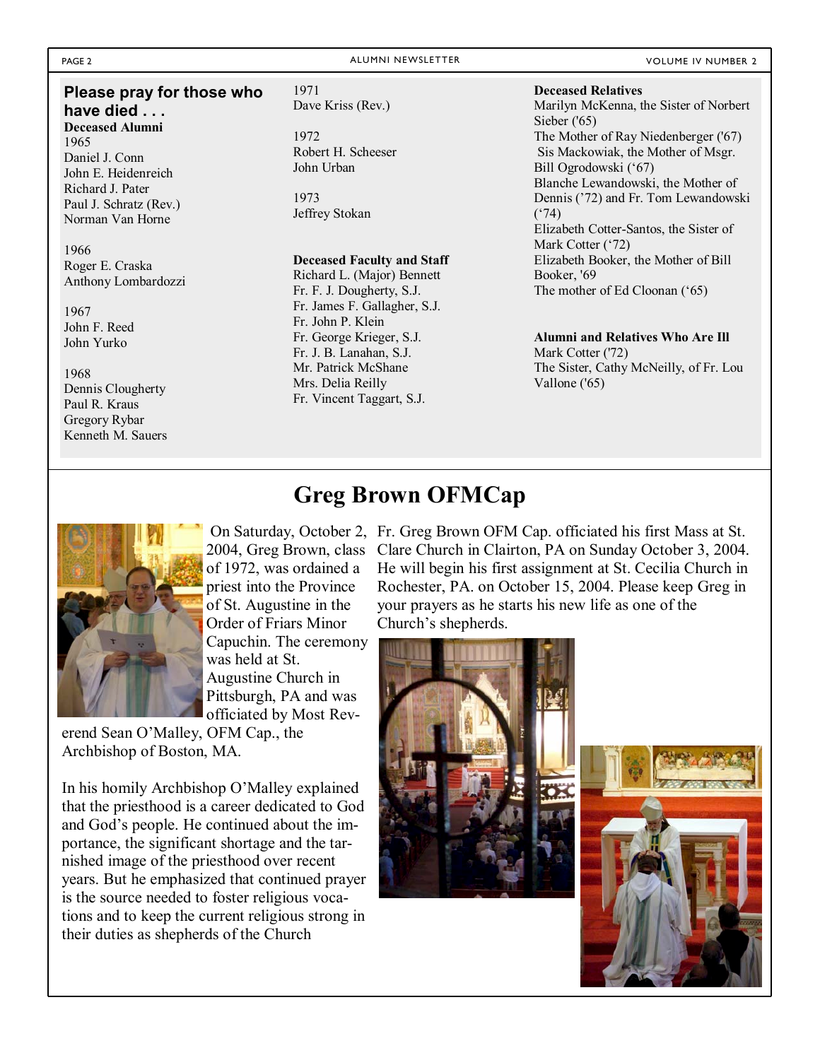## Please pray for those who have died . . .

**Deceased Alumni**

1965
Daniel J. Conn
John E. Heidenreich
Richard J. Pater
Paul J. Schratz (Rev.)
Norman Van Horne

1966
Roger E. Craska
Anthony Lombardozzi

1967
John F. Reed
John Yurko

1968
Dennis Clougherty
Paul R. Kraus
Gregory Rybar
Kenneth M. Sauers

1971
Dave Kriss (Rev.)

1972
Robert H. Scheeser
John Urban

1973
Jeffrey Stokan

**Deceased Faculty and Staff**

Richard L. (Major) Bennett
Fr. F. J. Dougherty, S.J.
Fr. James F. Gallagher, S.J.
Fr. John P. Klein
Fr. George Krieger, S.J.
Fr. J. B. Lanahan, S.J.
Mr. Patrick McShane
Mrs. Delia Reilly
Fr. Vincent Taggart, S.J.

**Deceased Relatives**

Marilyn McKenna, the Sister of Norbert Sieber ('65)
The Mother of Ray Niedenberger ('67)
Sis Mackowiak, the Mother of Msgr. Bill Ogrodowski ('67)
Blanche Lewandowski, the Mother of Dennis ('72) and Fr. Tom Lewandowski ('74)
Elizabeth Cotter-Santos, the Sister of Mark Cotter ('72)
Elizabeth Booker, the Mother of Bill Booker, '69
The mother of Ed Cloonan ('65)

**Alumni and Relatives Who Are Ill**

Mark Cotter ('72)
The Sister, Cathy McNeilly, of Fr. Lou Vallone ('65)

# Greg Brown OFMCap

On Saturday, October 2, 2004, Greg Brown, class of 1972, was ordained a priest into the Province of St. Augustine in the Order of Friars Minor Capuchin. The ceremony was held at St. Augustine Church in Pittsburgh, PA and was officiated by Most Reverend Sean O'Malley, OFM Cap., the Archbishop of Boston, MA.

In his homily Archbishop O'Malley explained that the priesthood is a career dedicated to God and God's people. He continued about the importance, the significant shortage and the tarnished image of the priesthood over recent years. But he emphasized that continued prayer is the source needed to foster religious vocations and to keep the current religious strong in their duties as shepherds of the Church

Fr. Greg Brown OFM Cap. officiated his first Mass at St. Clare Church in Clairton, PA on Sunday October 3, 2004. He will begin his first assignment at St. Cecilia Church in Rochester, PA. on October 15, 2004. Please keep Greg in your prayers as he starts his new life as one of the Church's shepherds.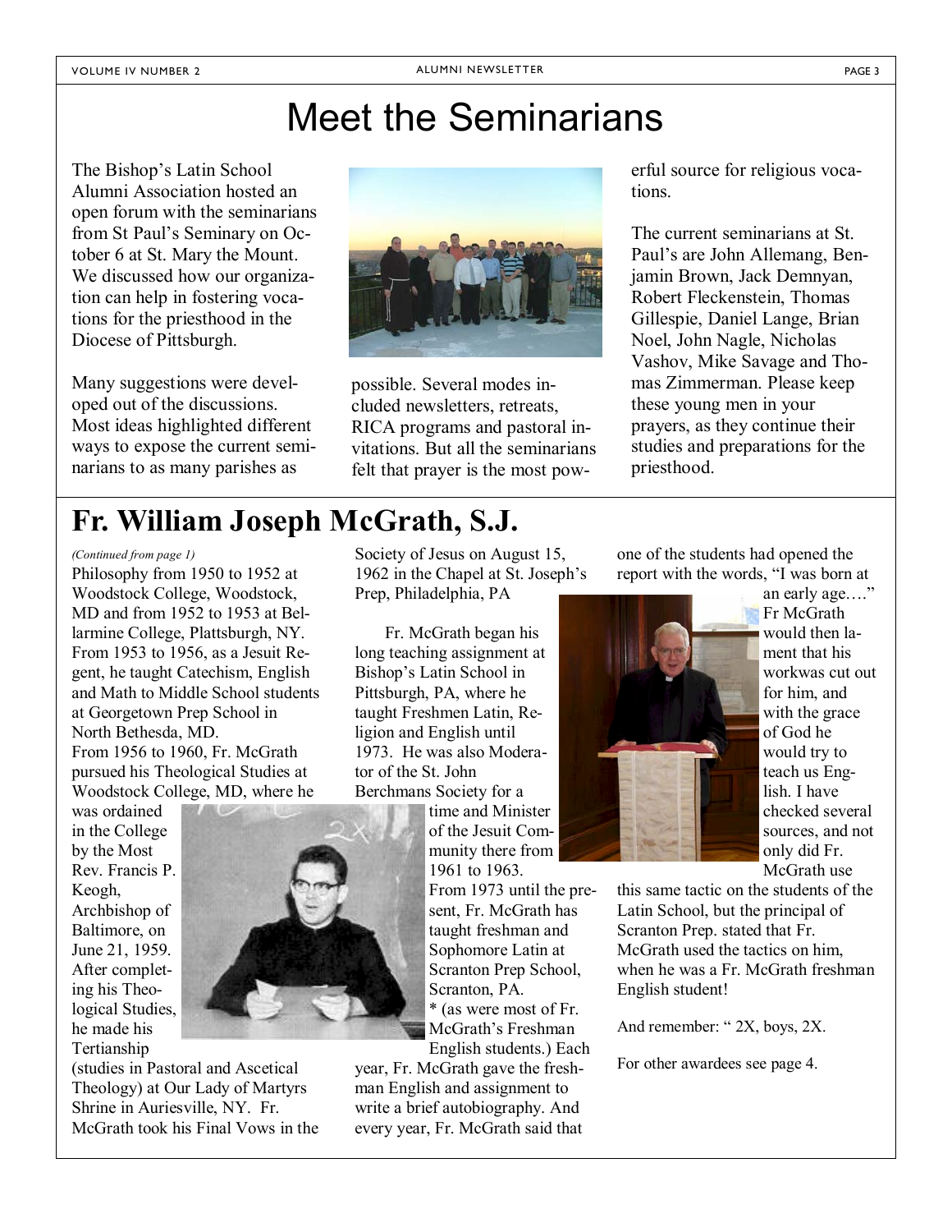# Meet the Seminarians

The Bishop's Latin School Alumni Association hosted an open forum with the seminarians from St Paul's Seminary on October 6 at St. Mary the Mount. We discussed how our organization can help in fostering vocations for the priesthood in the Diocese of Pittsburgh.

Many suggestions were developed out of the discussions. Most ideas highlighted different ways to expose the current seminarians to as many parishes as possible. Several modes included newsletters, retreats, RICA programs and pastoral invitations. But all the seminarians felt that prayer is the most powerful source for religious vocations.

The current seminarians at St. Paul's are John Allemang, Benjamin Brown, Jack Demnyan, Robert Fleckenstein, Thomas Gillespie, Daniel Lange, Brian Noel, John Nagle, Nicholas Vashov, Mike Savage and Thomas Zimmerman. Please keep these young men in your prayers, as they continue their studies and preparations for the priesthood.

# Fr. William Joseph McGrath, S.J.

*(Continued from page 1)*

Philosophy from 1950 to 1952 at Woodstock College, Woodstock, MD and from 1952 to 1953 at Bellarmine College, Plattsburgh, NY. From 1953 to 1956, as a Jesuit Regent, he taught Catechism, English and Math to Middle School students at Georgetown Prep School in North Bethesda, MD.

From 1956 to 1960, Fr. McGrath pursued his Theological Studies at Woodstock College, MD, where he was ordained in the College by the Most Rev. Francis P. Keogh, Archbishop of Baltimore, on June 21, 1959. After completing his Theological Studies, he made his Tertianship (studies in Pastoral and Ascetical Theology) at Our Lady of Martyrs Shrine in Auriesville, NY. Fr. McGrath took his Final Vows in the Society of Jesus on August 15, 1962 in the Chapel at St. Joseph's Prep, Philadelphia, PA

Fr. McGrath began his long teaching assignment at Bishop's Latin School in Pittsburgh, PA, where he taught Freshmen Latin, Religion and English until 1973. He was also Moderator of the St. John Berchmans Society for a time and Minister of the Jesuit Community there from 1961 to 1963.

From 1973 until the present, Fr. McGrath has taught freshman and Sophomore Latin at Scranton Prep School, Scranton, PA.

* (as were most of Fr. McGrath's Freshman English students.) Each year, Fr. McGrath gave the freshman English and assignment to write a brief autobiography. And every year, Fr. McGrath said that one of the students had opened the report with the words, "I was born at an early age…." Fr McGrath would then lament that his workwas cut out for him, and with the grace of God he would try to teach us English. I have checked several sources, and not only did Fr. McGrath use this same tactic on the students of the Latin School, but the principal of Scranton Prep. stated that Fr. McGrath used the tactics on him, when he was a Fr. McGrath freshman English student!

And remember: " 2X, boys, 2X.

For other awardees see page 4.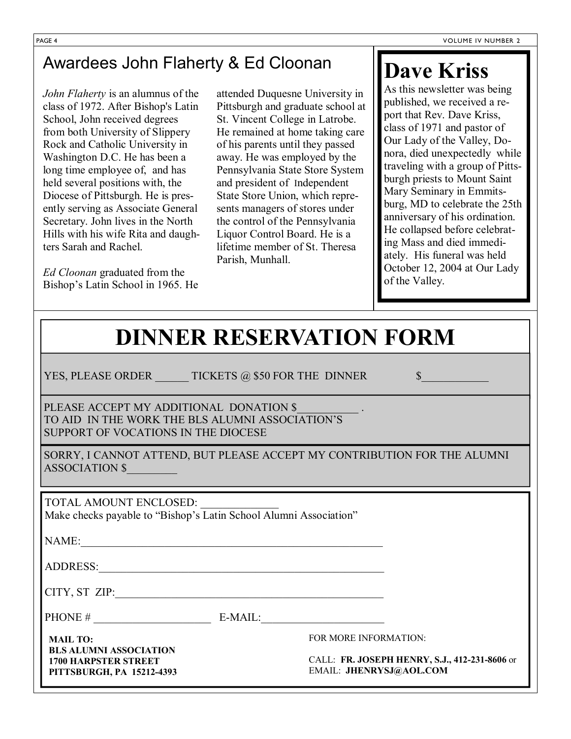## Awardees John Flaherty & Ed Cloonan

*John Flaherty* is an alumnus of the class of 1972. After Bishop's Latin School, John received degrees from both University of Slippery Rock and Catholic University in Washington D.C. He has been a long time employee of, and has held several positions with, the Diocese of Pittsburgh. He is presently serving as Associate General Secretary. John lives in the North Hills with his wife Rita and daughters Sarah and Rachel.

*Ed Cloonan* graduated from the Bishop's Latin School in 1965. He attended Duquesne University in Pittsburgh and graduate school at St. Vincent College in Latrobe. He remained at home taking care of his parents until they passed away. He was employed by the Pennsylvania State Store System and president of Independent State Store Union, which represents managers of stores under the control of the Pennsylvania Liquor Control Board. He is a lifetime member of St. Theresa Parish, Munhall.

## Dave Kriss

As this newsletter was being published, we received a report that Rev. Dave Kriss, class of 1971 and pastor of Our Lady of the Valley, Donora, died unexpectedly while traveling with a group of Pittsburgh priests to Mount Saint Mary Seminary in Emmitsburg, MD to celebrate the 25th anniversary of his ordination. He collapsed before celebrating Mass and died immediately. His funeral was held October 12, 2004 at Our Lady of the Valley.

# DINNER RESERVATION FORM

YES, PLEASE ORDER ______ TICKETS @ $50 FOR THE DINNER $____________

PLEASE ACCEPT MY ADDITIONAL DONATION $___________ .
TO AID IN THE WORK THE BLS ALUMNI ASSOCIATION'S SUPPORT OF VOCATIONS IN THE DIOCESE

SORRY, I CANNOT ATTEND, BUT PLEASE ACCEPT MY CONTRIBUTION FOR THE ALUMNI ASSOCIATION $_________

TOTAL AMOUNT ENCLOSED: ______________
Make checks payable to "Bishop's Latin School Alumni Association"

NAME:_______________________________________________________

ADDRESS:____________________________________________________

CITY, ST ZIP:__________________________________________________

PHONE # _____________________ E-MAIL:______________________

**MAIL TO:**
**BLS ALUMNI ASSOCIATION**
**1700 HARPSTER STREET**
**PITTSBURGH, PA 15212-4393**

FOR MORE INFORMATION:

CALL: **FR. JOSEPH HENRY, S.J., 412-231-8606** or
EMAIL: **JHENRYSJ@AOL.COM**